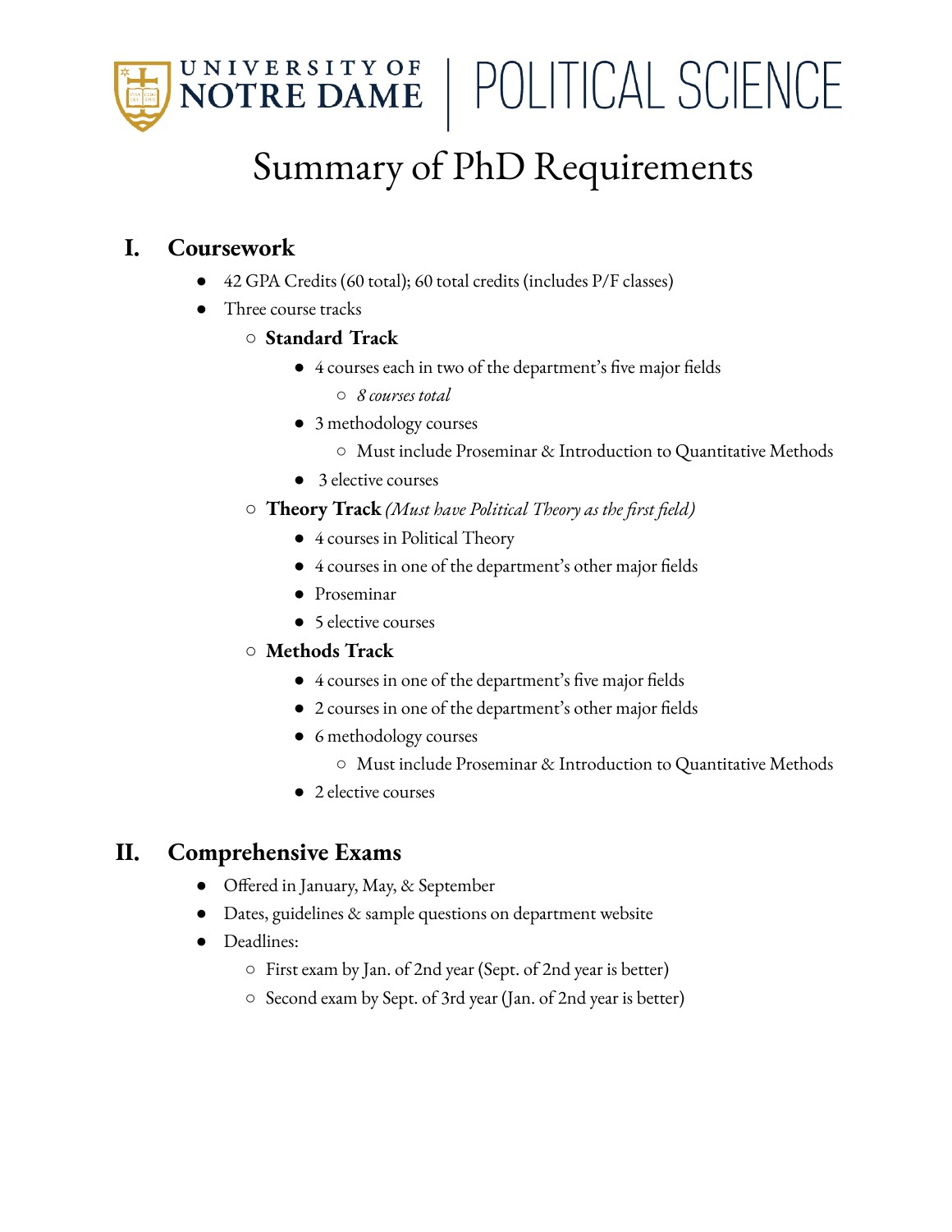# UNIVERSITY OF NOTRE DAME | POLITICAL SCIENCE

# Summary of PhD Requirements

## I. Coursework

- 42 GPA Credits (60 total); 60 total credits (includes P/F classes)
- Three course tracks
  - **Standard Track**
    - 4 courses each in two of the department's five major fields
      - *8 courses total*
    - 3 methodology courses
      - Must include Proseminar & Introduction to Quantitative Methods
    - 3 elective courses
  - **Theory Track** *(Must have Political Theory as the first field)*
    - 4 courses in Political Theory
    - 4 courses in one of the department's other major fields
    - Proseminar
    - 5 elective courses
  - **Methods Track**
    - 4 courses in one of the department's five major fields
    - 2 courses in one of the department's other major fields
    - 6 methodology courses
      - Must include Proseminar & Introduction to Quantitative Methods
    - 2 elective courses

## II. Comprehensive Exams

- Offered in January, May, & September
- Dates, guidelines & sample questions on department website
- Deadlines:
  - First exam by Jan. of 2nd year (Sept. of 2nd year is better)
  - Second exam by Sept. of 3rd year (Jan. of 2nd year is better)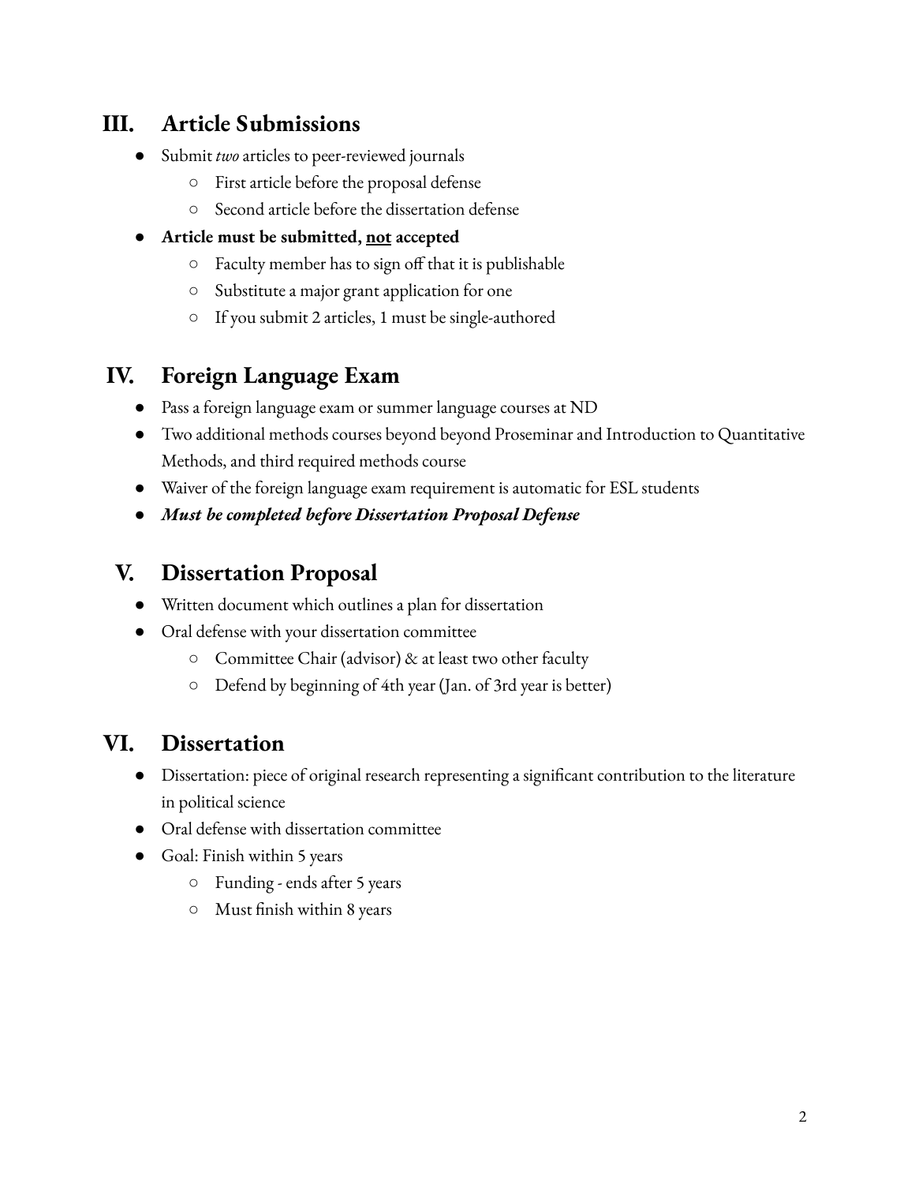## III. Article Submissions

- Submit *two* articles to peer-reviewed journals
  - First article before the proposal defense
  - Second article before the dissertation defense
- **Article must be submitted, <u>not</u> accepted**
  - Faculty member has to sign off that it is publishable
  - Substitute a major grant application for one
  - If you submit 2 articles, 1 must be single-authored

## IV. Foreign Language Exam

- Pass a foreign language exam or summer language courses at ND
- Two additional methods courses beyond beyond Proseminar and Introduction to Quantitative Methods, and third required methods course
- Waiver of the foreign language exam requirement is automatic for ESL students
- ***Must be completed before Dissertation Proposal Defense***

## V. Dissertation Proposal

- Written document which outlines a plan for dissertation
- Oral defense with your dissertation committee
  - Committee Chair (advisor) & at least two other faculty
  - Defend by beginning of 4th year (Jan. of 3rd year is better)

## VI. Dissertation

- Dissertation: piece of original research representing a significant contribution to the literature in political science
- Oral defense with dissertation committee
- Goal: Finish within 5 years
  - Funding - ends after 5 years
  - Must finish within 8 years